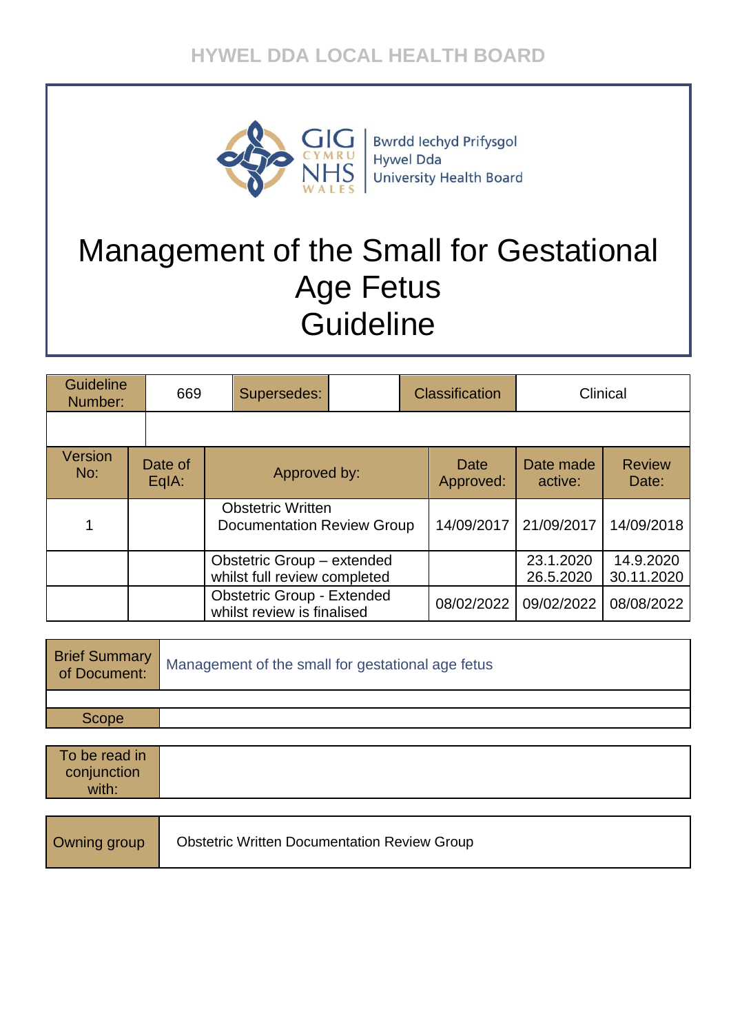HYWEL DDA LOCAL HEALTH BOARD

GIG CYMRU NHS WALES

Bwrdd Iechyd Prifysgol Hywel Dda University Health Board

# Management of the Small for Gestational Age Fetus Guideline

| Guideline Number: | 669 | Supersedes: | | Classification | Clinical |
|---|---|---|---|---|---|
| | | | | | |

| Version No: | Date of EqIA: | Approved by: | Date Approved: | Date made active: | Review Date: |
|---|---|---|---|---|---|
| 1 | | Obstetric Written Documentation Review Group | 14/09/2017 | 21/09/2017 | 14/09/2018 |
| | | Obstetric Group – extended whilst full review completed | | 23.1.2020 26.5.2020 | 14.9.2020 30.11.2020 |
| | | Obstetric Group - Extended whilst review is finalised | 08/02/2022 | 09/02/2022 | 08/08/2022 |

| Brief Summary of Document: | Management of the small for gestational age fetus |
|---|---|
| | |
| Scope | |

| To be read in conjunction with: | |
|---|---|

| Owning group | Obstetric Written Documentation Review Group |
|---|---|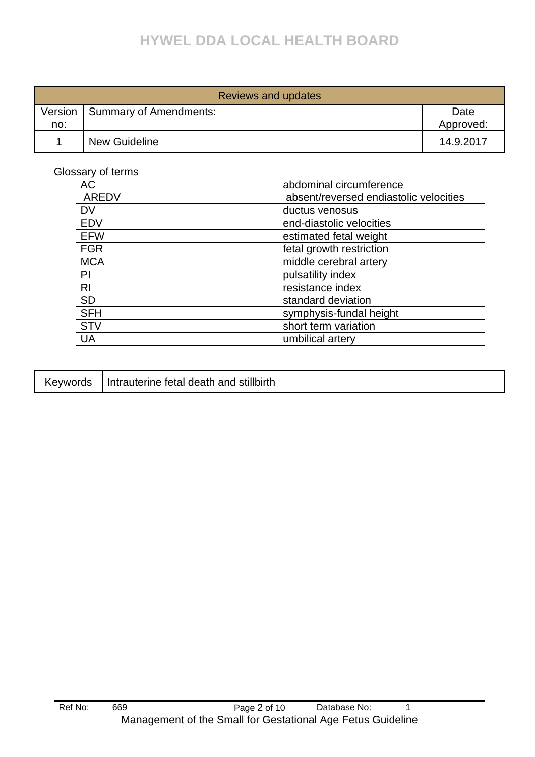| Reviews and updates | | |
|---|---|---|
| Version no: | Summary of Amendments: | Date Approved: |
| 1 | New Guideline | 14.9.2017 |

Glossary of terms

| | |
|---|---|
| AC | abdominal circumference |
| AREDV | absent/reversed endiastolic velocities |
| DV | ductus venosus |
| EDV | end-diastolic velocities |
| EFW | estimated fetal weight |
| FGR | fetal growth restriction |
| MCA | middle cerebral artery |
| PI | pulsatility index |
| RI | resistance index |
| SD | standard deviation |
| SFH | symphysis-fundal height |
| STV | short term variation |
| UA | umbilical artery |

| | |
|---|---|
| Keywords | Intrauterine fetal death and stillbirth |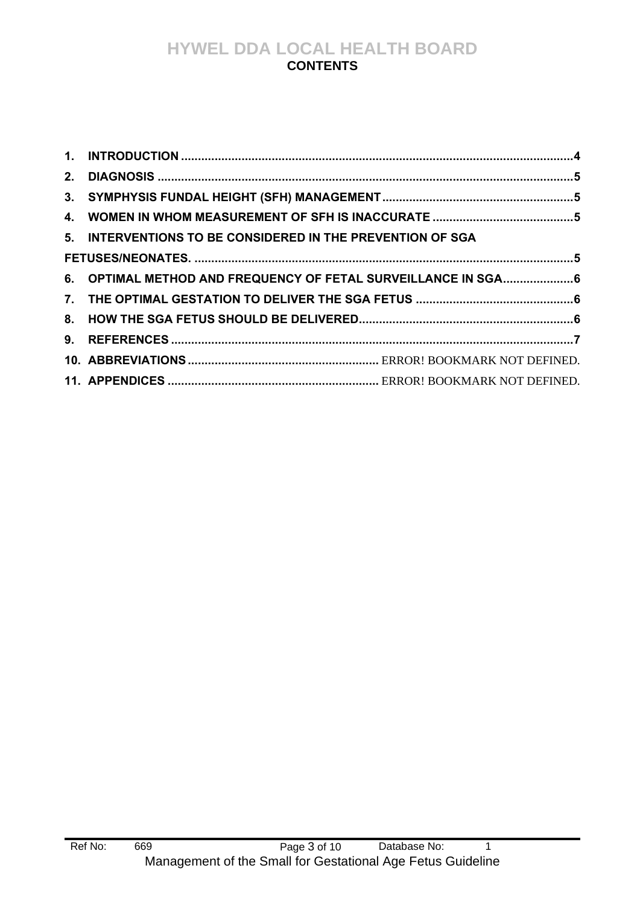# CONTENTS

1. INTRODUCTION ....................................................................................................................4
2. DIAGNOSIS ...........................................................................................................................5
3. SYMPHYSIS FUNDAL HEIGHT (SFH) MANAGEMENT ........................................................5
4. WOMEN IN WHOM MEASUREMENT OF SFH IS INACCURATE ..........................................5
5. INTERVENTIONS TO BE CONSIDERED IN THE PREVENTION OF SGA FETUSES/NEONATES. ................................................................................................................5
6. OPTIMAL METHOD AND FREQUENCY OF FETAL SURVEILLANCE IN SGA.....................6
7. THE OPTIMAL GESTATION TO DELIVER THE SGA FETUS ...............................................6
8. HOW THE SGA FETUS SHOULD BE DELIVERED...............................................................6
9. REFERENCES .......................................................................................................................7
10. ABBREVIATIONS ......................................................... ERROR! BOOKMARK NOT DEFINED.
11. APPENDICES .............................................................. ERROR! BOOKMARK NOT DEFINED.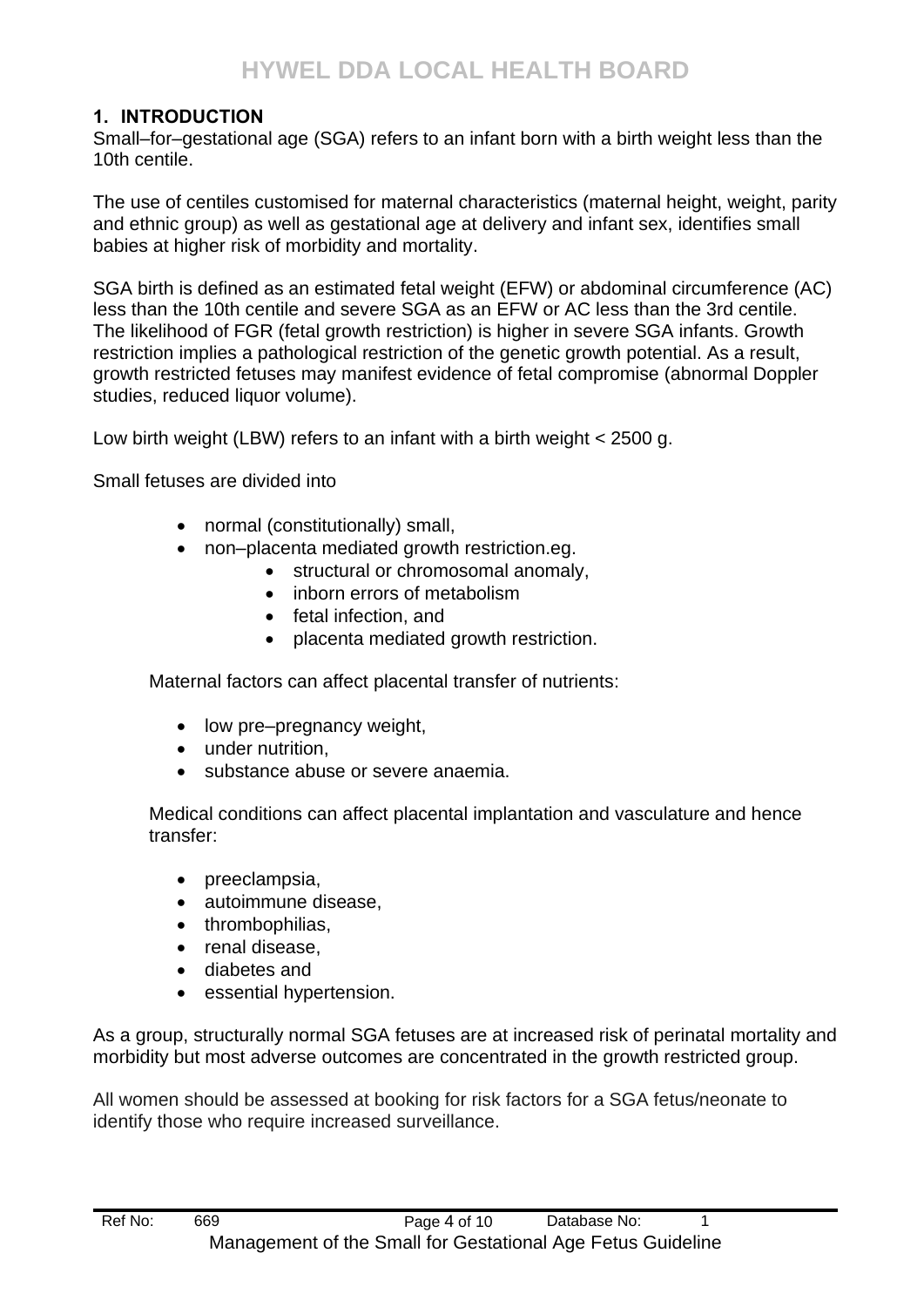## 1. INTRODUCTION

Small–for–gestational age (SGA) refers to an infant born with a birth weight less than the 10th centile.

The use of centiles customised for maternal characteristics (maternal height, weight, parity and ethnic group) as well as gestational age at delivery and infant sex, identifies small babies at higher risk of morbidity and mortality.

SGA birth is defined as an estimated fetal weight (EFW) or abdominal circumference (AC) less than the 10th centile and severe SGA as an EFW or AC less than the 3rd centile. The likelihood of FGR (fetal growth restriction) is higher in severe SGA infants. Growth restriction implies a pathological restriction of the genetic growth potential. As a result, growth restricted fetuses may manifest evidence of fetal compromise (abnormal Doppler studies, reduced liquor volume).

Low birth weight (LBW) refers to an infant with a birth weight < 2500 g.

Small fetuses are divided into

- normal (constitutionally) small,
- non–placenta mediated growth restriction.eg.
  - structural or chromosomal anomaly,
  - inborn errors of metabolism
  - fetal infection, and
  - placenta mediated growth restriction.

Maternal factors can affect placental transfer of nutrients:

- low pre–pregnancy weight,
- under nutrition,
- substance abuse or severe anaemia.

Medical conditions can affect placental implantation and vasculature and hence transfer:

- preeclampsia,
- autoimmune disease,
- thrombophilias,
- renal disease,
- diabetes and
- essential hypertension.

As a group, structurally normal SGA fetuses are at increased risk of perinatal mortality and morbidity but most adverse outcomes are concentrated in the growth restricted group.

All women should be assessed at booking for risk factors for a SGA fetus/neonate to identify those who require increased surveillance.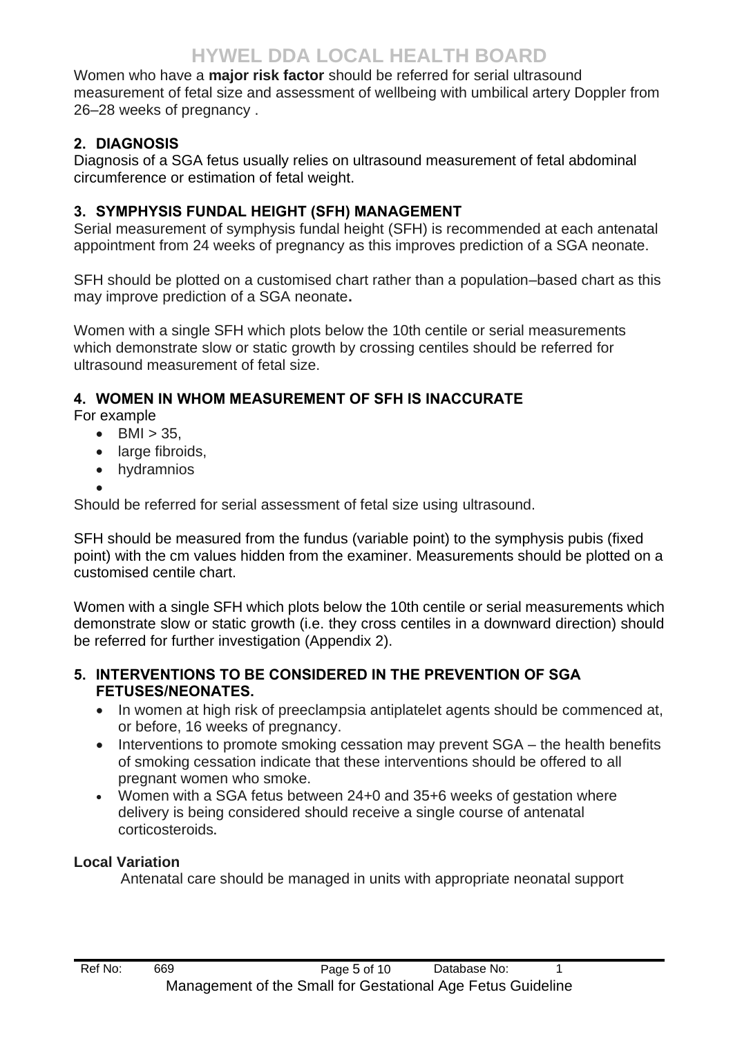Women who have a **major risk factor** should be referred for serial ultrasound measurement of fetal size and assessment of wellbeing with umbilical artery Doppler from 26–28 weeks of pregnancy .

## 2. DIAGNOSIS

Diagnosis of a SGA fetus usually relies on ultrasound measurement of fetal abdominal circumference or estimation of fetal weight.

## 3. SYMPHYSIS FUNDAL HEIGHT (SFH) MANAGEMENT

Serial measurement of symphysis fundal height (SFH) is recommended at each antenatal appointment from 24 weeks of pregnancy as this improves prediction of a SGA neonate.

SFH should be plotted on a customised chart rather than a population–based chart as this may improve prediction of a SGA neonate**.**

Women with a single SFH which plots below the 10th centile or serial measurements which demonstrate slow or static growth by crossing centiles should be referred for ultrasound measurement of fetal size.

## 4. WOMEN IN WHOM MEASUREMENT OF SFH IS INACCURATE

For example

- BMI > 35,
- large fibroids,
- hydramnios
- 

Should be referred for serial assessment of fetal size using ultrasound.

SFH should be measured from the fundus (variable point) to the symphysis pubis (fixed point) with the cm values hidden from the examiner. Measurements should be plotted on a customised centile chart.

Women with a single SFH which plots below the 10th centile or serial measurements which demonstrate slow or static growth (i.e. they cross centiles in a downward direction) should be referred for further investigation (Appendix 2).

## 5. INTERVENTIONS TO BE CONSIDERED IN THE PREVENTION OF SGA FETUSES/NEONATES.

- In women at high risk of preeclampsia antiplatelet agents should be commenced at, or before, 16 weeks of pregnancy.
- Interventions to promote smoking cessation may prevent SGA – the health benefits of smoking cessation indicate that these interventions should be offered to all pregnant women who smoke.
- Women with a SGA fetus between 24+0 and 35+6 weeks of gestation where delivery is being considered should receive a single course of antenatal corticosteroids.

**Local Variation**

Antenatal care should be managed in units with appropriate neonatal support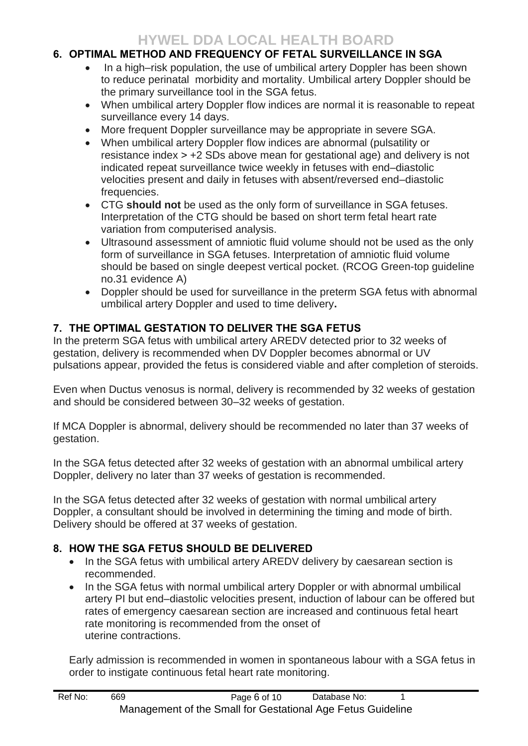## 6. OPTIMAL METHOD AND FREQUENCY OF FETAL SURVEILLANCE IN SGA

- In a high–risk population, the use of umbilical artery Doppler has been shown to reduce perinatal morbidity and mortality. Umbilical artery Doppler should be the primary surveillance tool in the SGA fetus.
- When umbilical artery Doppler flow indices are normal it is reasonable to repeat surveillance every 14 days.
- More frequent Doppler surveillance may be appropriate in severe SGA.
- When umbilical artery Doppler flow indices are abnormal (pulsatility or resistance index > +2 SDs above mean for gestational age) and delivery is not indicated repeat surveillance twice weekly in fetuses with end–diastolic velocities present and daily in fetuses with absent/reversed end–diastolic frequencies.
- CTG **should not** be used as the only form of surveillance in SGA fetuses. Interpretation of the CTG should be based on short term fetal heart rate variation from computerised analysis.
- Ultrasound assessment of amniotic fluid volume should not be used as the only form of surveillance in SGA fetuses. Interpretation of amniotic fluid volume should be based on single deepest vertical pocket. (RCOG Green-top guideline no.31 evidence A)
- Doppler should be used for surveillance in the preterm SGA fetus with abnormal umbilical artery Doppler and used to time delivery**.**

## 7. THE OPTIMAL GESTATION TO DELIVER THE SGA FETUS

In the preterm SGA fetus with umbilical artery AREDV detected prior to 32 weeks of gestation, delivery is recommended when DV Doppler becomes abnormal or UV pulsations appear, provided the fetus is considered viable and after completion of steroids.

Even when Ductus venosus is normal, delivery is recommended by 32 weeks of gestation and should be considered between 30–32 weeks of gestation.

If MCA Doppler is abnormal, delivery should be recommended no later than 37 weeks of gestation.

In the SGA fetus detected after 32 weeks of gestation with an abnormal umbilical artery Doppler, delivery no later than 37 weeks of gestation is recommended.

In the SGA fetus detected after 32 weeks of gestation with normal umbilical artery Doppler, a consultant should be involved in determining the timing and mode of birth. Delivery should be offered at 37 weeks of gestation.

## 8. HOW THE SGA FETUS SHOULD BE DELIVERED

- In the SGA fetus with umbilical artery AREDV delivery by caesarean section is recommended.
- In the SGA fetus with normal umbilical artery Doppler or with abnormal umbilical artery PI but end–diastolic velocities present, induction of labour can be offered but rates of emergency caesarean section are increased and continuous fetal heart rate monitoring is recommended from the onset of uterine contractions.

Early admission is recommended in women in spontaneous labour with a SGA fetus in order to instigate continuous fetal heart rate monitoring.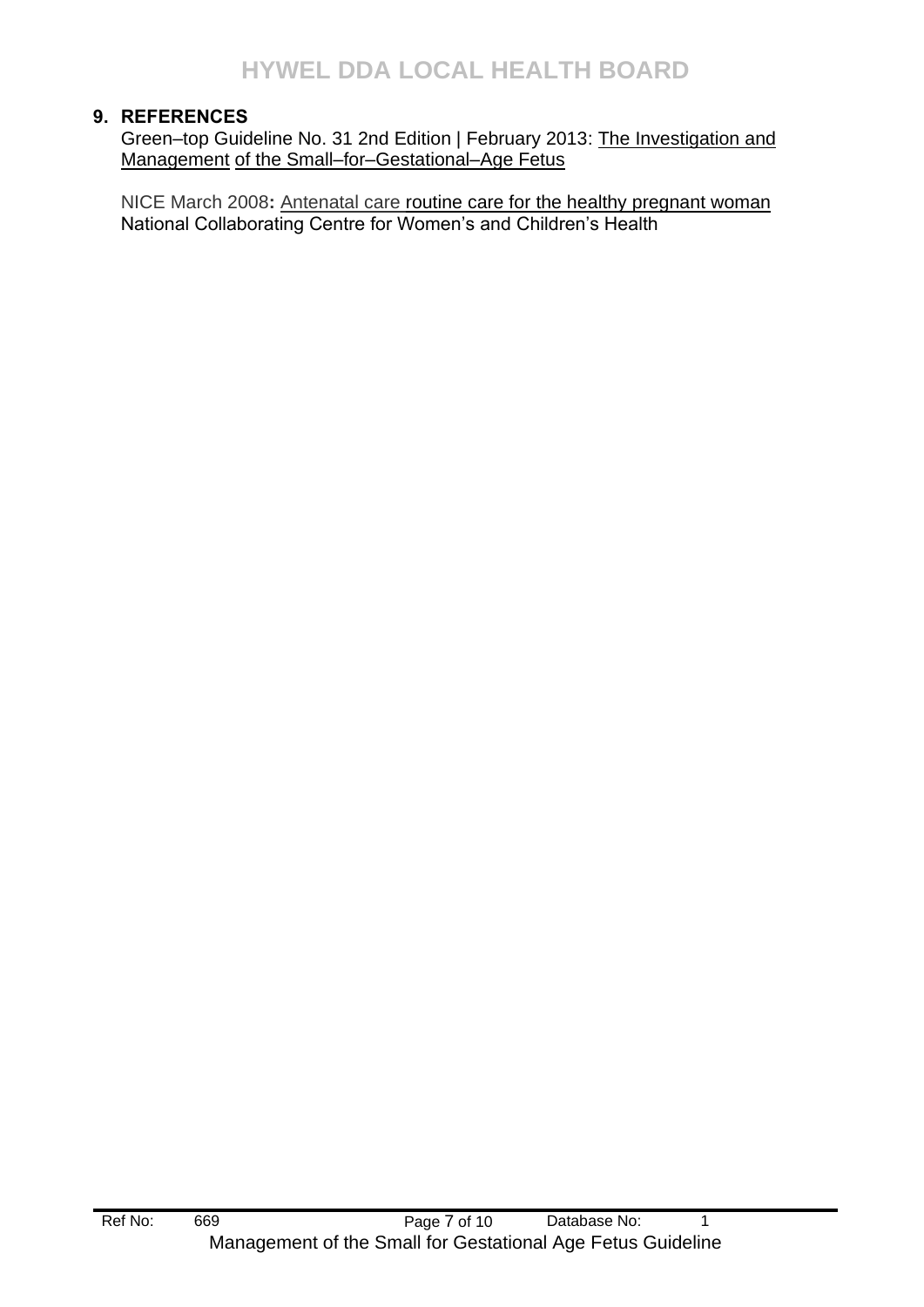## 9. REFERENCES

Green–top Guideline No. 31 2nd Edition | February 2013: The Investigation and Management of the Small–for–Gestational–Age Fetus

NICE March 2008**:** Antenatal care routine care for the healthy pregnant woman
National Collaborating Centre for Women's and Children's Health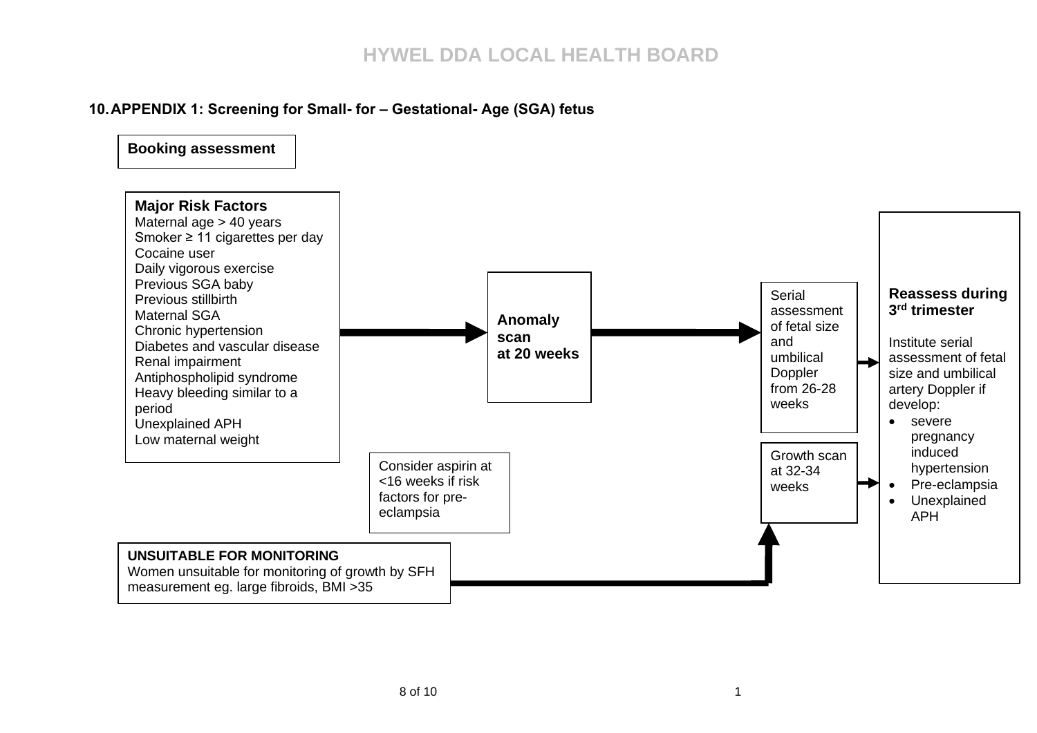## 10. APPENDIX 1: Screening for Small- for – Gestational- Age (SGA) fetus

**Booking assessment**

**Major Risk Factors**
Maternal age > 40 years
Smoker ≥ 11 cigarettes per day
Cocaine user
Daily vigorous exercise
Previous SGA baby
Previous stillbirth
Maternal SGA
Chronic hypertension
Diabetes and vascular disease
Renal impairment
Antiphospholipid syndrome
Heavy bleeding similar to a period
Unexplained APH
Low maternal weight

→ **Anomaly scan at 20 weeks**

→ Serial assessment of fetal size and umbilical Doppler from 26-28 weeks

Consider aspirin at <16 weeks if risk factors for pre-eclampsia

**UNSUITABLE FOR MONITORING**
Women unsuitable for monitoring of growth by SFH measurement eg. large fibroids, BMI >35

→ Growth scan at 32-34 weeks

→ **Reassess during 3rd trimester**

Institute serial assessment of fetal size and umbilical artery Doppler if develop:

- severe pregnancy induced hypertension
- Pre-eclampsia
- Unexplained APH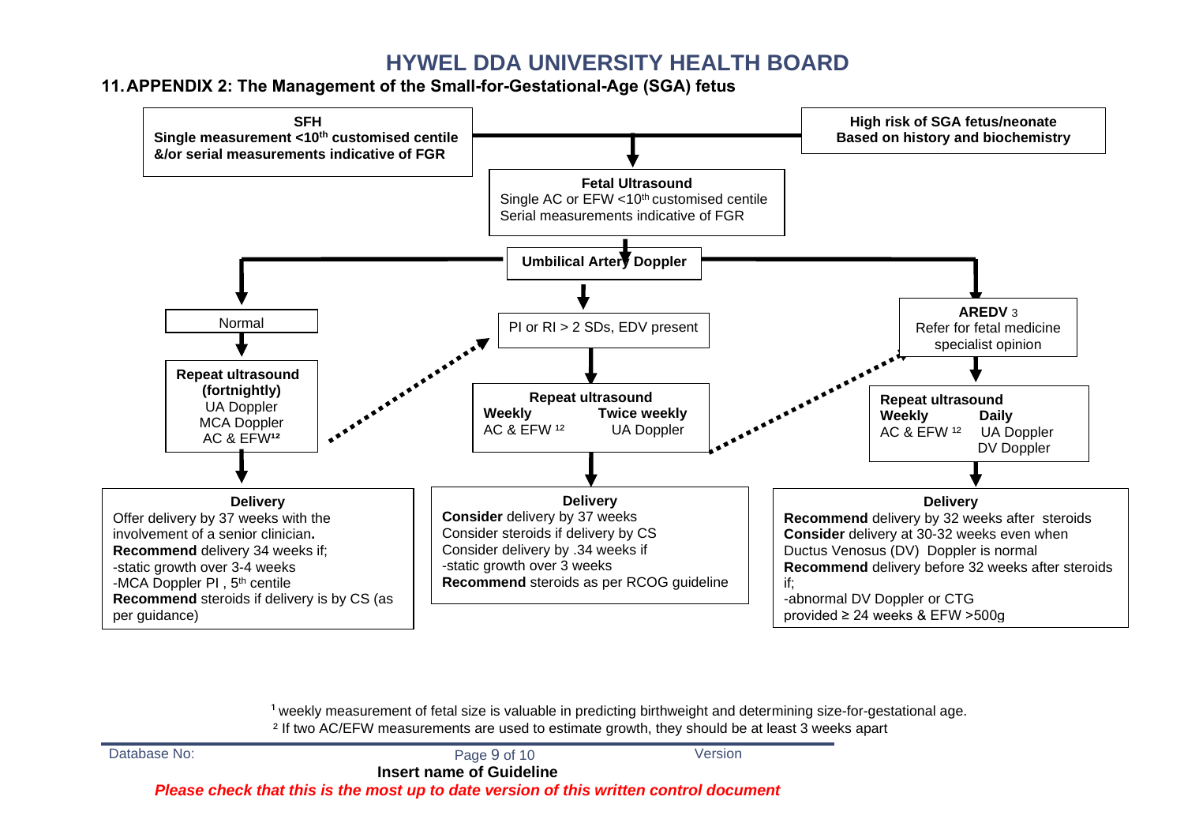## 11. APPENDIX 2: The Management of the Small-for-Gestational-Age (SGA) fetus

**SFH**
**Single measurement <10th customised centile &/or serial measurements indicative of FGR**

**High risk of SGA fetus/neonate**
**Based on history and biochemistry**

**Fetal Ultrasound**
Single AC or EFW <10th customised centile
Serial measurements indicative of FGR

**Umbilical Artery Doppler**

---

Normal

**Repeat ultrasound (fortnightly)**
UA Doppler
MCA Doppler
AC & EFW[1,2]

**Delivery**
Offer delivery by 37 weeks with the involvement of a senior clinician**.**
**Recommend** delivery 34 weeks if;
-static growth over 3-4 weeks
-MCA Doppler PI , 5th centile
**Recommend** steroids if delivery is by CS (as per guidance)

---

PI or RI > 2 SDs, EDV present

**Repeat ultrasound**
**Weekly** AC & EFW [1,2]
**Twice weekly** UA Doppler

**Delivery**
**Consider** delivery by 37 weeks
Consider steroids if delivery by CS
Consider delivery by .34 weeks if
-static growth over 3 weeks
**Recommend** steroids as per RCOG guideline

---

**AREDV** 3
Refer for fetal medicine specialist opinion

**Repeat ultrasound**
**Weekly** AC & EFW [1,2]
**Daily** UA Doppler, DV Doppler

**Delivery**
**Recommend** delivery by 32 weeks after steroids
**Consider** delivery at 30-32 weeks even when Ductus Venosus (DV) Doppler is normal
**Recommend** delivery before 32 weeks after steroids if;
-abnormal DV Doppler or CTG
provided ≥ 24 weeks & EFW >500g

---

[1] weekly measurement of fetal size is valuable in predicting birthweight and determining size-for-gestational age.
[2] If two AC/EFW measurements are used to estimate growth, they should be at least 3 weeks apart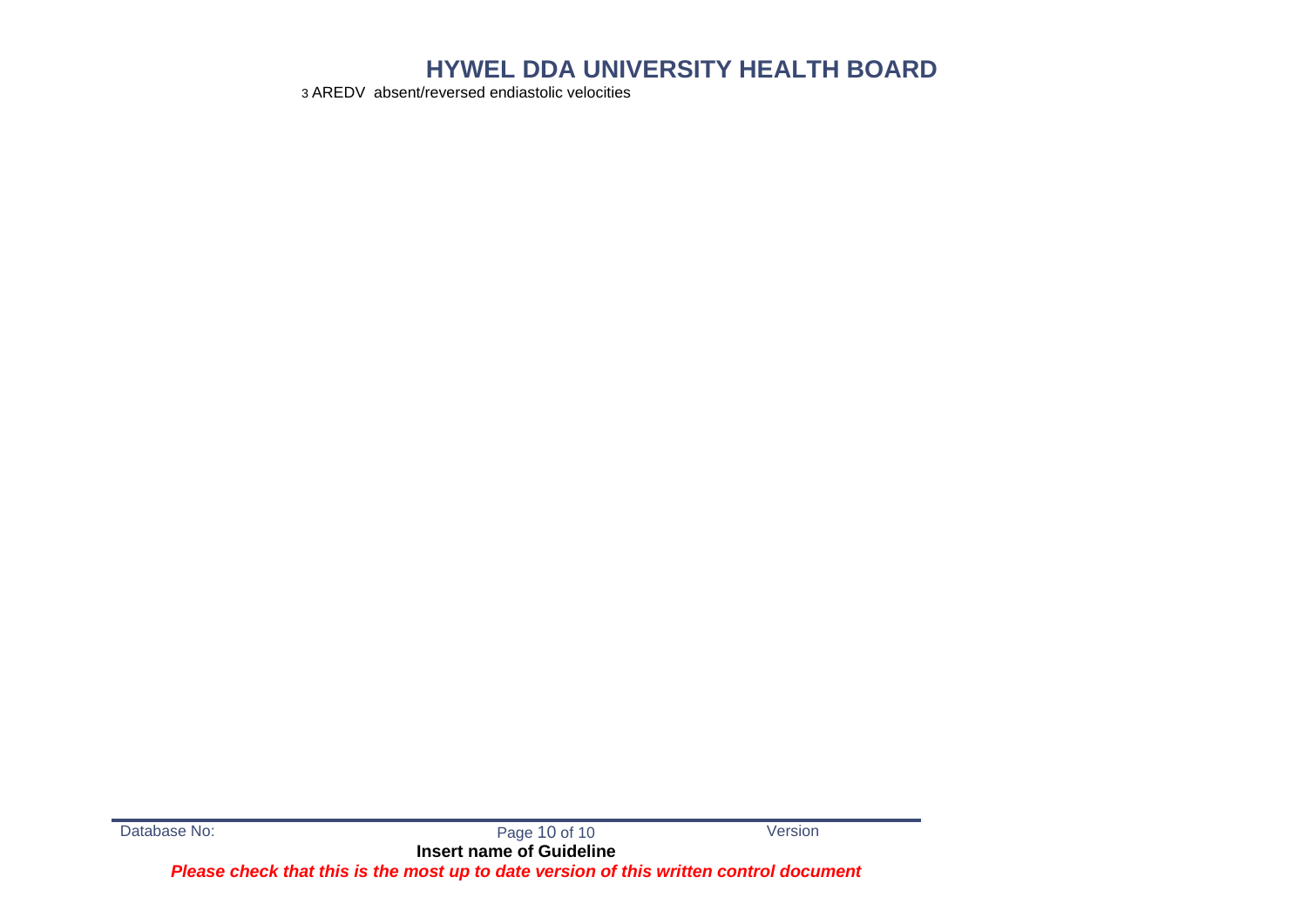[3] AREDV absent/reversed endiastolic velocities